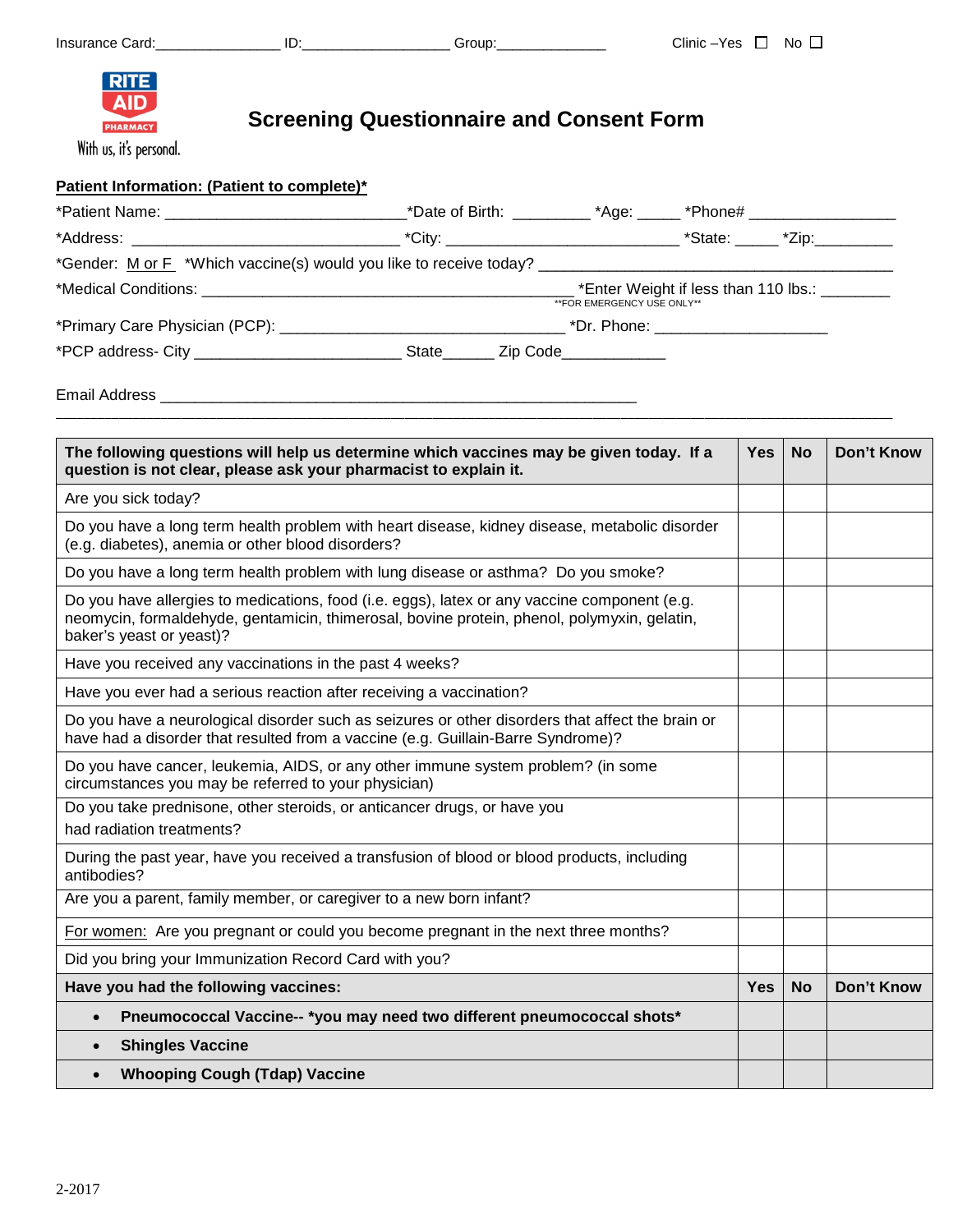Insurance Card:________________ ID:__________________ Group:______________ Clinic –Yes ☐ No ☐

RITE AID PHARMACY

With us, it's personal.

# Screening Questionnaire and Consent Form

**Patient Information: (Patient to complete)***

*Patient Name: ____________________________*Date of Birth: _________ *Age: _____ *Phone# _________________

*Address: _______________________________ *City: ___________________________ *State: _____ *Zip:_________

*Gender: M or F *Which vaccine(s) would you like to receive today? _________________________________________

*Medical Conditions: ___________________________________________ *Enter Weight if less than 110 lbs.: ________
**FOR EMERGENCY USE ONLY**

*Primary Care Physician (PCP): _________________________________ *Dr. Phone: ____________________

*PCP address- City ________________________ State______ Zip Code____________

Email Address _______________________________________________________

| **The following questions will help us determine which vaccines may be given today. If a question is not clear, please ask your pharmacist to explain it.** | **Yes** | **No** | **Don't Know** |
|---|---|---|---|
| Are you sick today? | | | |
| Do you have a long term health problem with heart disease, kidney disease, metabolic disorder (e.g. diabetes), anemia or other blood disorders? | | | |
| Do you have a long term health problem with lung disease or asthma? Do you smoke? | | | |
| Do you have allergies to medications, food (i.e. eggs), latex or any vaccine component (e.g. neomycin, formaldehyde, gentamicin, thimerosal, bovine protein, phenol, polymyxin, gelatin, baker's yeast or yeast)? | | | |
| Have you received any vaccinations in the past 4 weeks? | | | |
| Have you ever had a serious reaction after receiving a vaccination? | | | |
| Do you have a neurological disorder such as seizures or other disorders that affect the brain or have had a disorder that resulted from a vaccine (e.g. Guillain-Barre Syndrome)? | | | |
| Do you have cancer, leukemia, AIDS, or any other immune system problem? (in some circumstances you may be referred to your physician) | | | |
| Do you take prednisone, other steroids, or anticancer drugs, or have you had radiation treatments? | | | |
| During the past year, have you received a transfusion of blood or blood products, including antibodies? | | | |
| Are you a parent, family member, or caregiver to a new born infant? | | | |
| For women: Are you pregnant or could you become pregnant in the next three months? | | | |
| Did you bring your Immunization Record Card with you? | | | |
| **Have you had the following vaccines:** | **Yes** | **No** | **Don't Know** |
| • **Pneumococcal Vaccine-- *you may need two different pneumococcal shots*** | | | |
| • **Shingles Vaccine** | | | |
| • **Whooping Cough (Tdap) Vaccine** | | | |

2-2017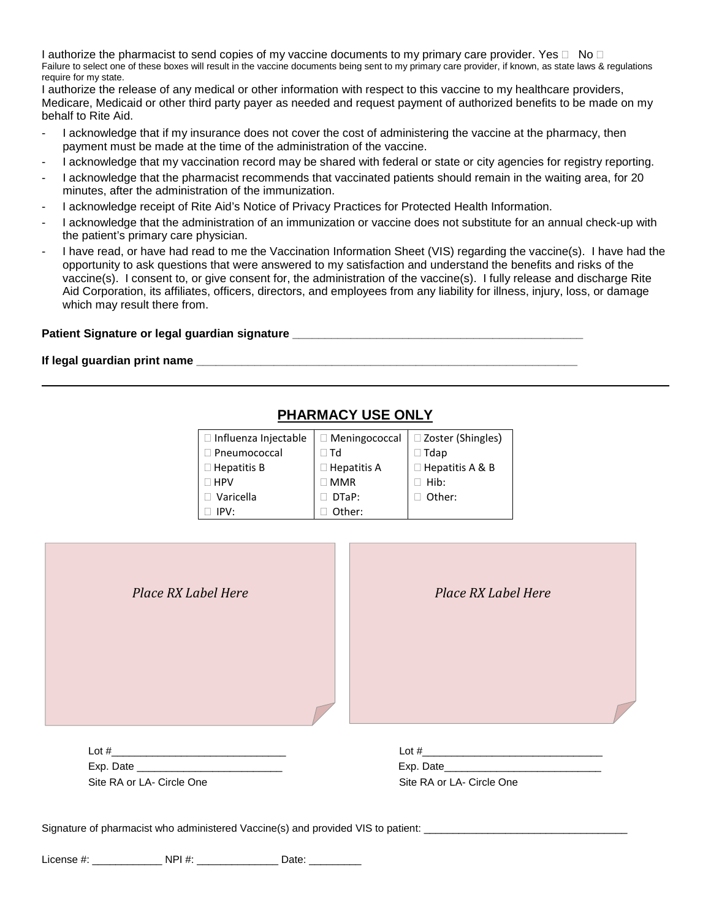I authorize the pharmacist to send copies of my vaccine documents to my primary care provider. Yes ☐ No ☐

Failure to select one of these boxes will result in the vaccine documents being sent to my primary care provider, if known, as state laws & regulations require for my state.

I authorize the release of any medical or other information with respect to this vaccine to my healthcare providers, Medicare, Medicaid or other third party payer as needed and request payment of authorized benefits to be made on my behalf to Rite Aid.

- I acknowledge that if my insurance does not cover the cost of administering the vaccine at the pharmacy, then payment must be made at the time of the administration of the vaccine.
- I acknowledge that my vaccination record may be shared with federal or state or city agencies for registry reporting.
- I acknowledge that the pharmacist recommends that vaccinated patients should remain in the waiting area, for 20 minutes, after the administration of the immunization.
- I acknowledge receipt of Rite Aid's Notice of Privacy Practices for Protected Health Information.
- I acknowledge that the administration of an immunization or vaccine does not substitute for an annual check-up with the patient's primary care physician.
- I have read, or have had read to me the Vaccination Information Sheet (VIS) regarding the vaccine(s). I have had the opportunity to ask questions that were answered to my satisfaction and understand the benefits and risks of the vaccine(s). I consent to, or give consent for, the administration of the vaccine(s). I fully release and discharge Rite Aid Corporation, its affiliates, officers, directors, and employees from any liability for illness, injury, loss, or damage which may result there from.

**Patient Signature or legal guardian signature** ______________________________________________

**If legal guardian print name** ____________________________________________________________

---

## PHARMACY USE ONLY

| | | |
|---|---|---|
| ☐ Influenza Injectable | ☐ Meningococcal | ☐ Zoster (Shingles) |
| ☐ Pneumococcal | ☐ Td | ☐ Tdap |
| ☐ Hepatitis B | ☐ Hepatitis A | ☐ Hepatitis A & B |
| ☐ HPV | ☐ MMR | ☐ Hib: |
| ☐ Varicella | ☐ DTaP: | ☐ Other: |
| ☐ IPV: | ☐ Other: | |

*Place RX Label Here*

Lot #_____________________________

Exp. Date _________________________

Site RA or LA- Circle One

*Place RX Label Here*

Lot #______________________________

Exp. Date___________________________

Site RA or LA- Circle One

Signature of pharmacist who administered Vaccine(s) and provided VIS to patient: ___________________________________

License #: ____________ NPI #: ______________ Date: _________